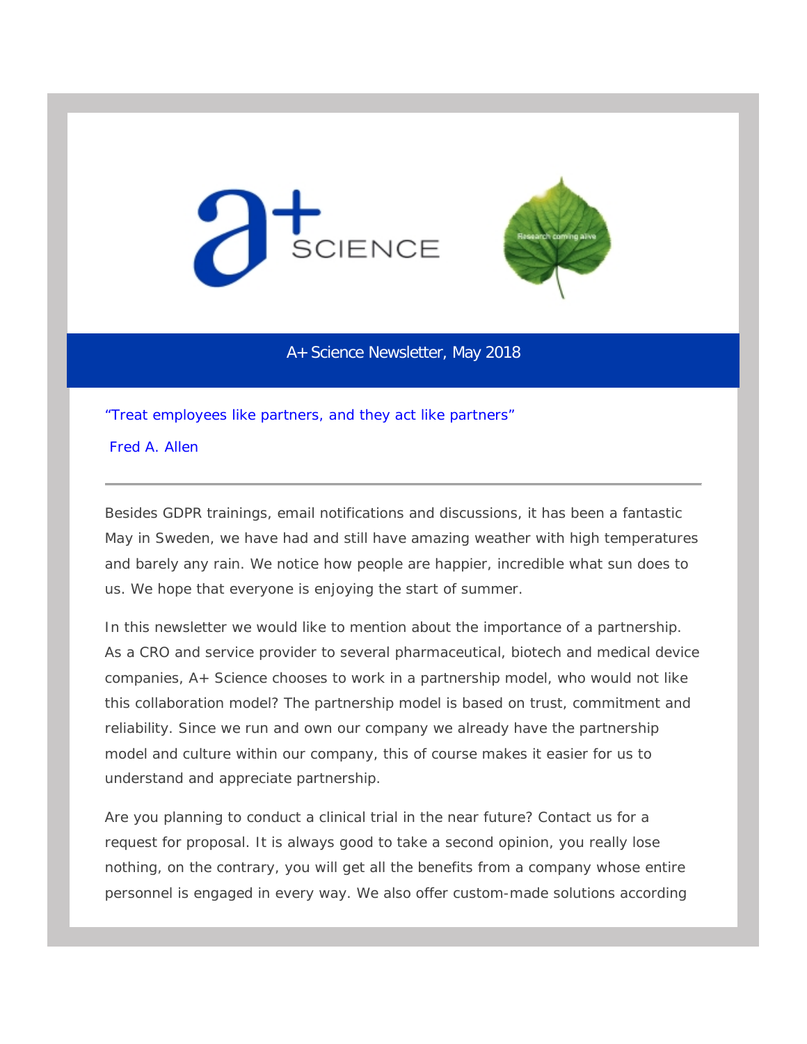A+ SCIENCE

Research coming alive

# A+ Science Newsletter, May 2018

“Treat employees like partners, and they act like partners”

Fred A. Allen

---

Besides GDPR trainings, email notifications and discussions, it has been a fantastic May in Sweden, we have had and still have amazing weather with high temperatures and barely any rain. We notice how people are happier, incredible what sun does to us. We hope that everyone is enjoying the start of summer.

In this newsletter we would like to mention about the importance of a partnership. As a CRO and service provider to several pharmaceutical, biotech and medical device companies, A+ Science chooses to work in a partnership model, who would not like this collaboration model? The partnership model is based on trust, commitment and reliability. Since we run and own our company we already have the partnership model and culture within our company, this of course makes it easier for us to understand and appreciate partnership.

Are you planning to conduct a clinical trial in the near future? Contact us for a request for proposal. It is always good to take a second opinion, you really lose nothing, on the contrary, you will get all the benefits from a company whose entire personnel is engaged in every way. We also offer custom-made solutions according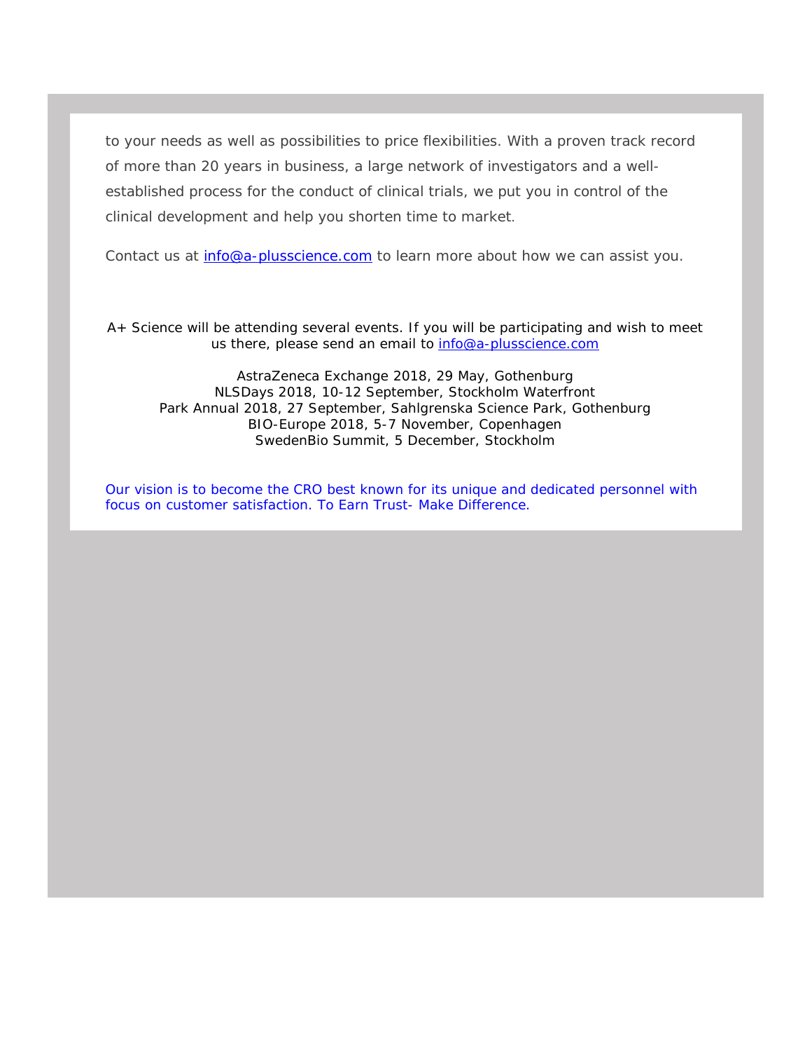to your needs as well as possibilities to price flexibilities. With a proven track record of more than 20 years in business, a large network of investigators and a well-established process for the conduct of clinical trials, we put you in control of the clinical development and help you shorten time to market.

Contact us at info@a-plusscience.com to learn more about how we can assist you.

A+ Science will be attending several events. If you will be participating and wish to meet us there, please send an email to info@a-plusscience.com

AstraZeneca Exchange 2018, 29 May, Gothenburg
NLSDays 2018, 10-12 September, Stockholm Waterfront
Park Annual 2018, 27 September, Sahlgrenska Science Park, Gothenburg
BIO-Europe 2018, 5-7 November, Copenhagen
SwedenBio Summit, 5 December, Stockholm

Our vision is to become the CRO best known for its unique and dedicated personnel with focus on customer satisfaction. To Earn Trust- Make Difference.